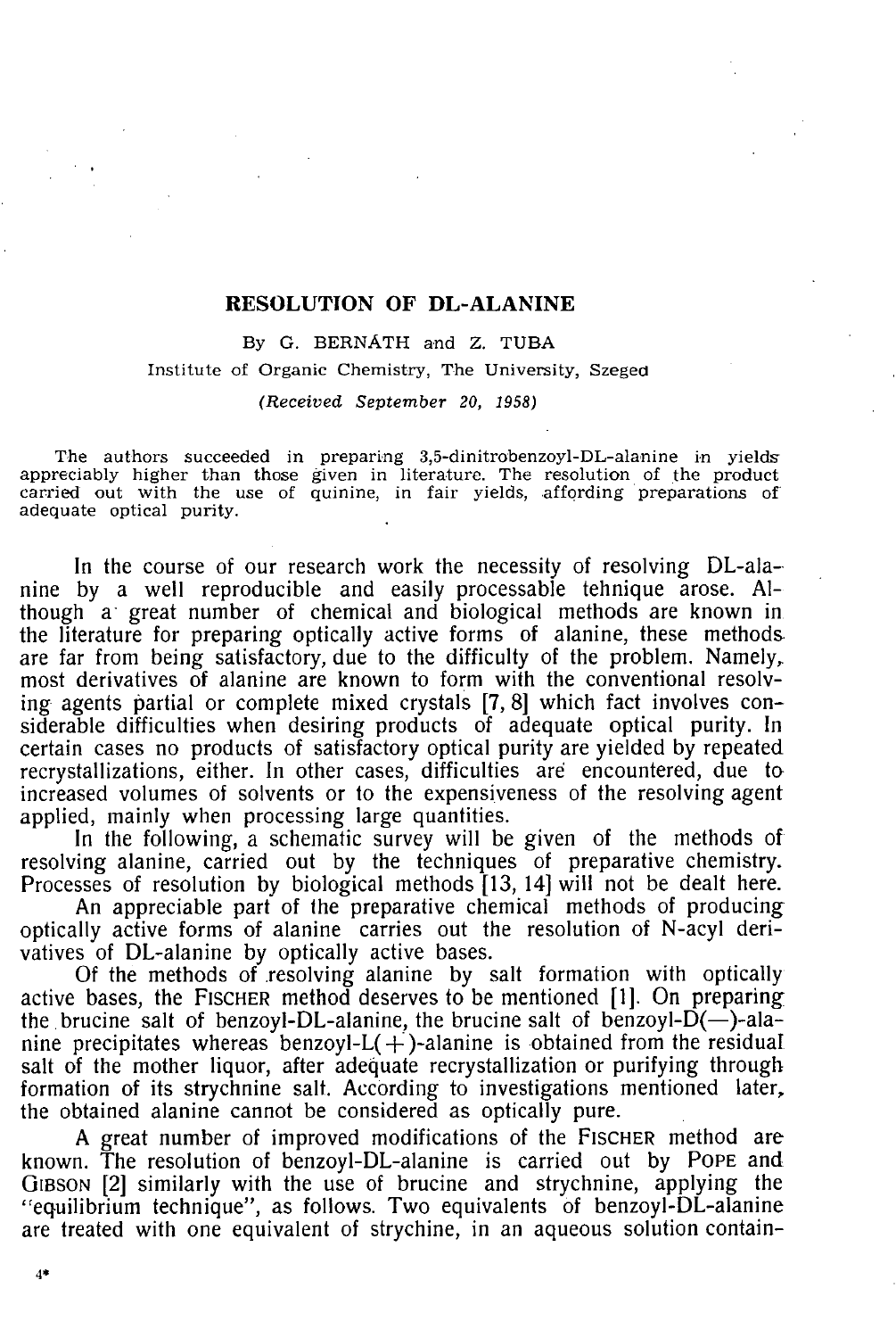# RESOLUTION OF DL-ALANINE

By G. BERNÁTH and Z. TUBA

Institute of Organic Chemistry, The University, Szeged

*(Received September 20, 1958)*

The authors succeeded in preparing 3,5-dinitrobenzoyl-DL-alanine in yields appreciably higher than those given in literature. The resolution of the product carried out with the use of quinine, in fair yields, affording preparations of adequate optical purity.

In the course of our research work the necessity of resolving DL-alanine by a well reproducible and easily processable tehnique arose. Although a great number of chemical and biological methods are known in the literature for preparing optically active forms of alanine, these methods are far from being satisfactory, due to the difficulty of the problem. Namely, most derivatives of alanine are known to form with the conventional resolving agents partial or complete mixed crystals [7, 8] which fact involves considerable difficulties when desiring products of adequate optical purity. In certain cases no products of satisfactory optical purity are yielded by repeated recrystallizations, either. In other cases, difficulties are encountered, due to increased volumes of solvents or to the expensiveness of the resolving agent applied, mainly when processing large quantities.

In the following, a schematic survey will be given of the methods of resolving alanine, carried out by the techniques of preparative chemistry. Processes of resolution by biological methods [13, 14] will not be dealt here.

An appreciable part of the preparative chemical methods of producing optically active forms of alanine carries out the resolution of N-acyl derivatives of DL-alanine by optically active bases.

Of the methods of resolving alanine by salt formation with optically active bases, the FISCHER method deserves to be mentioned [1]. On preparing the brucine salt of benzoyl-DL-alanine, the brucine salt of benzoyl-D(—)-alanine precipitates whereas benzoyl-L(+)-alanine is obtained from the residual salt of the mother liquor, after adequate recrystallization or purifying through formation of its strychnine salt. According to investigations mentioned later, the obtained alanine cannot be considered as optically pure.

A great number of improved modifications of the FISCHER method are known. The resolution of benzoyl-DL-alanine is carried out by POPE and GIBSON [2] similarly with the use of brucine and strychnine, applying the "equilibrium technique", as follows. Two equivalents of benzoyl-DL-alanine are treated with one equivalent of strychine, in an aqueous solution contain-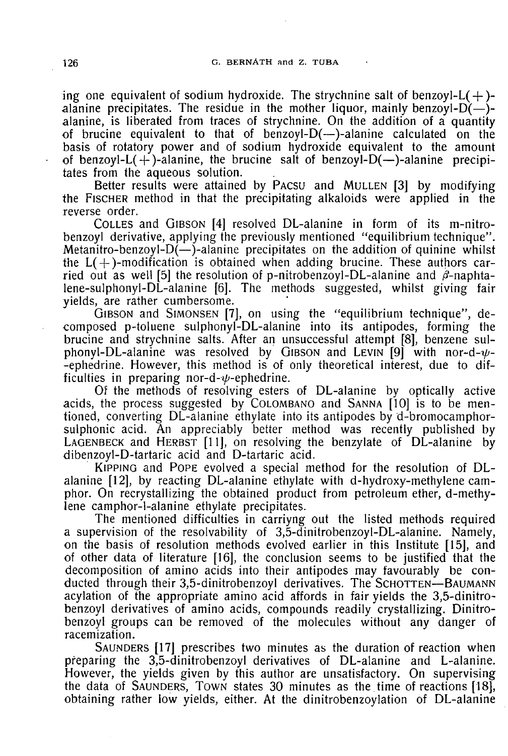ing one equivalent of sodium hydroxide. The strychnine salt of benzoyl-L(+)-alanine precipitates. The residue in the mother liquor, mainly benzoyl-D(—)-alanine, is liberated from traces of strychnine. On the addition of a quantity of brucine equivalent to that of benzoyl-D(—)-alanine calculated on the basis of rotatory power and of sodium hydroxide equivalent to the amount of benzoyl-L(+)-alanine, the brucine salt of benzoyl-D(—)-alanine precipitates from the aqueous solution.

Better results were attained by PACSU and MULLEN [3] by modifying the FISCHER method in that the precipitating alkaloids were applied in the reverse order.

COLLES and GIBSON [4] resolved DL-alanine in form of its m-nitrobenzoyl derivative, applying the previously mentioned "equilibrium technique". Metanitro-benzoyl-D(—)-alanine precipitates on the addition of quinine whilst the L(+)-modification is obtained when adding brucine. These authors carried out as well [5] the resolution of p-nitrobenzoyl-DL-alanine and $\beta$-naphtalene-sulphonyl-DL-alanine [6]. The methods suggested, whilst giving fair yields, are rather cumbersome.

GIBSON and SIMONSEN [7], on using the "equilibrium technique", decomposed p-toluene sulphonyl-DL-alanine into its antipodes, forming the brucine and strychnine salts. After an unsuccessful attempt [8], benzene sulphonyl-DL-alanine was resolved by GIBSON and LEVIN [9] with nor-d-$\psi$--ephedrine. However, this method is of only theoretical interest, due to difficulties in preparing nor-d-$\psi$-ephedrine.

Of the methods of resolving esters of DL-alanine by optically active acids, the process suggested by COLOMBANO and SANNA [10] is to be mentioned, converting DL-alanine ethylate into its antipodes by d-bromocamphorsulphonic acid. An appreciably better method was recently published by LAGENBECK and HERBST [11], on resolving the benzylate of DL-alanine by dibenzoyl-D-tartaric acid and D-tartaric acid.

KIPPING and POPE evolved a special method for the resolution of DL-alanine [12], by reacting DL-alanine ethylate with d-hydroxy-methylene camphor. On recrystallizing the obtained product from petroleum ether, d-methylene camphor-l-alanine ethylate precipitates.

The mentioned difficulties in carriyng out the listed methods required a supervision of the resolvability of 3,5-dinitrobenzoyl-DL-alanine. Namely, on the basis of resolution methods evolved earlier in this Institute [15], and of other data of literature [16], the conclusion seems to be justified that the decomposition of amino acids into their antipodes may favourably be conducted through their 3,5-dinitrobenzoyl derivatives. The SCHOTTEN—BAUMANN acylation of the appropriate amino acid affords in fair yields the 3,5-dinitrobenzoyl derivatives of amino acids, compounds readily crystallizing. Dinitrobenzoyl groups can be removed of the molecules without any danger of racemization.

SAUNDERS [17] prescribes two minutes as the duration of reaction when preparing the 3,5-dinitrobenzoyl derivatives of DL-alanine and L-alanine. However, the yields given by this author are unsatisfactory. On supervising the data of SAUNDERS, TOWN states 30 minutes as the time of reactions [18], obtaining rather low yields, either. At the dinitrobenzoylation of DL-alanine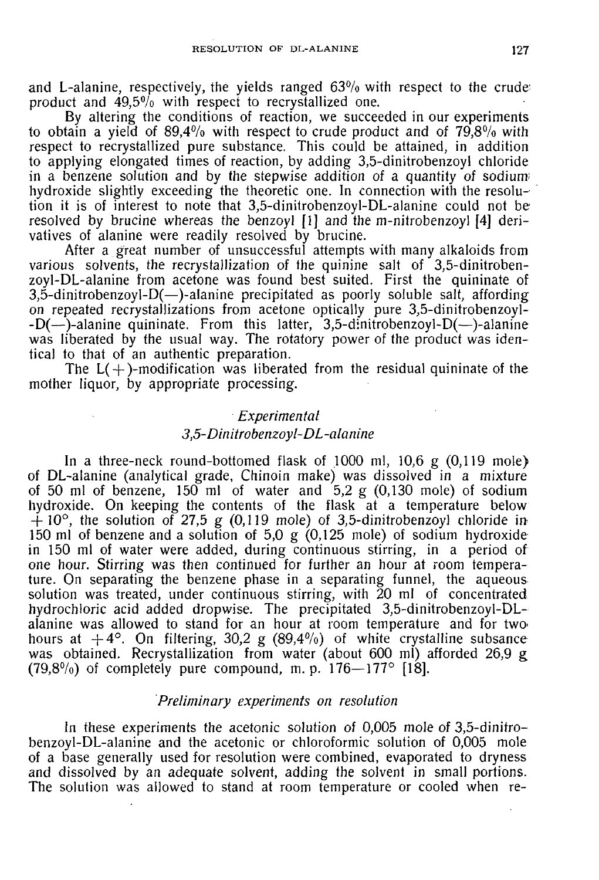and L-alanine, respectively, the yields ranged 63% with respect to the crude product and 49,5% with respect to recrystallized one.

By altering the conditions of reaction, we succeeded in our experiments to obtain a yield of 89,4% with respect to crude product and of 79,8% with respect to recrystallized pure substance. This could be attained, in addition to applying elongated times of reaction, by adding 3,5-dinitrobenzoyl chloride in a benzene solution and by the stepwise addition of a quantity of sodium hydroxide slightly exceeding the theoretic one. In connection with the resolution it is of interest to note that 3,5-dinitrobenzoyl-DL-alanine could not be resolved by brucine whereas the benzoyl [1] and the m-nitrobenzoyl [4] derivatives of alanine were readily resolved by brucine.

After a great number of unsuccessful attempts with many alkaloids from various solvents, the recrystallization of the quinine salt of 3,5-dinitrobenzoyl-DL-alanine from acetone was found best suited. First the quininate of 3,5-dinitrobenzoyl-D(—)-alanine precipitated as poorly soluble salt, affording on repeated recrystallizations from acetone optically pure 3,5-dinitrobenzoyl-D(—)-alanine quininate. From this latter, 3,5-dinitrobenzoyl-D(—)-alanine was liberated by the usual way. The rotatory power of the product was identical to that of an authentic preparation.

The L(+)-modification was liberated from the residual quininate of the mother liquor, by appropriate processing.

## *Experimental*

### *3,5-Dinitrobenzoyl-DL-alanine*

In a three-neck round-bottomed flask of 1000 ml, 10,6 g (0,119 mole) of DL-alanine (analytical grade, Chinoin make) was dissolved in a mixture of 50 ml of benzene, 150 ml of water and 5,2 g (0,130 mole) of sodium hydroxide. On keeping the contents of the flask at a temperature below +10°, the solution of 27,5 g (0,119 mole) of 3,5-dinitrobenzoyl chloride in 150 ml of benzene and a solution of 5,0 g (0,125 mole) of sodium hydroxide in 150 ml of water were added, during continuous stirring, in a period of one hour. Stirring was then continued for further an hour at room temperature. On separating the benzene phase in a separating funnel, the aqueous solution was treated, under continuous stirring, with 20 ml of concentrated hydrochloric acid added dropwise. The precipitated 3,5-dinitrobenzoyl-DL-alanine was allowed to stand for an hour at room temperature and for two hours at +4°. On filtering, 30,2 g (89,4%) of white crystalline subsance was obtained. Recrystallization from water (about 600 ml) afforded 26,9 g (79,8%) of completely pure compound, m. p. 176—177° [18].

### *Preliminary experiments on resolution*

In these experiments the acetonic solution of 0,005 mole of 3,5-dinitrobenzoyl-DL-alanine and the acetonic or chloroformic solution of 0,005 mole of a base generally used for resolution were combined, evaporated to dryness and dissolved by an adequate solvent, adding the solvent in small portions. The solution was allowed to stand at room temperature or cooled when re-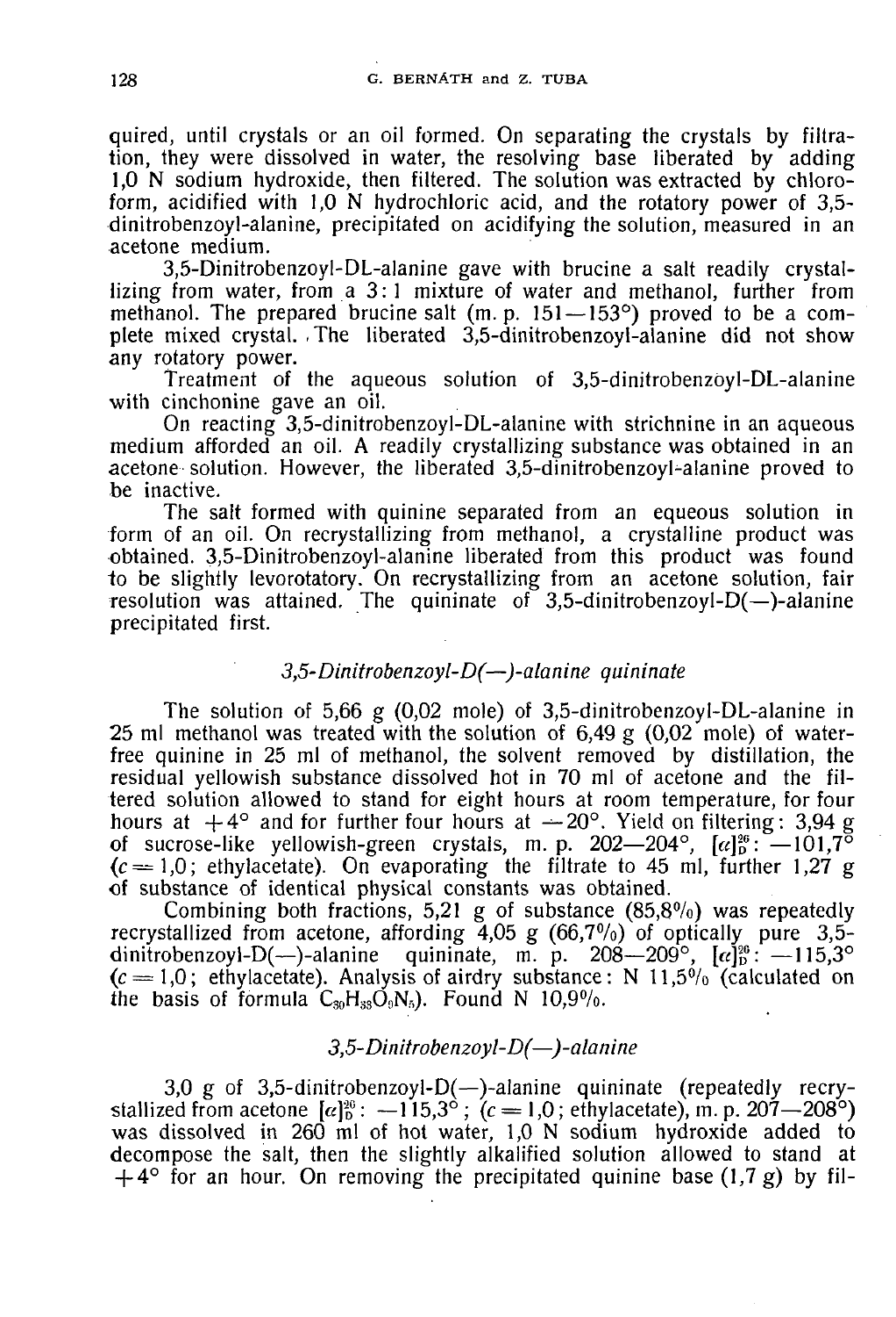quired, until crystals or an oil formed. On separating the crystals by filtration, they were dissolved in water, the resolving base liberated by adding 1,0 N sodium hydroxide, then filtered. The solution was extracted by chloroform, acidified with 1,0 N hydrochloric acid, and the rotatory power of 3,5-dinitrobenzoyl-alanine, precipitated on acidifying the solution, measured in an acetone medium.

3,5-Dinitrobenzoyl-DL-alanine gave with brucine a salt readily crystallizing from water, from a 3 : 1 mixture of water and methanol, further from methanol. The prepared brucine salt (m. p. 151—153°) proved to be a complete mixed crystal. The liberated 3,5-dinitrobenzoyl-alanine did not show any rotatory power.

Treatment of the aqueous solution of 3,5-dinitrobenzoyl-DL-alanine with cinchonine gave an oil.

On reacting 3,5-dinitrobenzoyl-DL-alanine with strichnine in an aqueous medium afforded an oil. A readily crystallizing substance was obtained in an acetone solution. However, the liberated 3,5-dinitrobenzoyl-alanine proved to be inactive.

The salt formed with quinine separated from an equeous solution in form of an oil. On recrystallizing from methanol, a crystalline product was obtained. 3,5-Dinitrobenzoyl-alanine liberated from this product was found to be slightly levorotatory. On recrystallizing from an acetone solution, fair resolution was attained. The quininate of 3,5-dinitrobenzoyl-D(—)-alanine precipitated first.

### *3,5-Dinitrobenzoyl-D(—)-alanine quininate*

The solution of 5,66 g (0,02 mole) of 3,5-dinitrobenzoyl-DL-alanine in 25 ml methanol was treated with the solution of 6,49 g (0,02 mole) of water-free quinine in 25 ml of methanol, the solvent removed by distillation, the residual yellowish substance dissolved hot in 70 ml of acetone and the filtered solution allowed to stand for eight hours at room temperature, for four hours at +4° and for further four hours at —20°. Yield on filtering: 3,94 g of sucrose-like yellowish-green crystals, m. p. 202—204°, $[\alpha]_D^{26}$: —101,7° ($c = 1,0$; ethylacetate). On evaporating the filtrate to 45 ml, further 1,27 g of substance of identical physical constants was obtained.

Combining both fractions, 5,21 g of substance (85,8%) was repeatedly recrystallized from acetone, affording 4,05 g (66,7%) of optically pure 3,5-dinitrobenzoyl-D(—)-alanine quininate, m. p. 208—209°, $[\alpha]_D^{20}$: —115,3° ($c = 1,0$; ethylacetate). Analysis of airdry substance: N 11,5% (calculated on the basis of formula $C_{30}H_{33}O_9N_5$). Found N 10,9%.

### *3,5-Dinitrobenzoyl-D(—)-alanine*

3,0 g of 3,5-dinitrobenzoyl-D(—)-alanine quininate (repeatedly recrystallized from acetone $[\alpha]_D^{20}$: —115,3°; ($c = 1,0$; ethylacetate), m. p. 207—208°) was dissolved in 260 ml of hot water, 1,0 N sodium hydroxide added to decompose the salt, then the slightly alkalified solution allowed to stand at +4° for an hour. On removing the precipitated quinine base (1,7 g) by fil-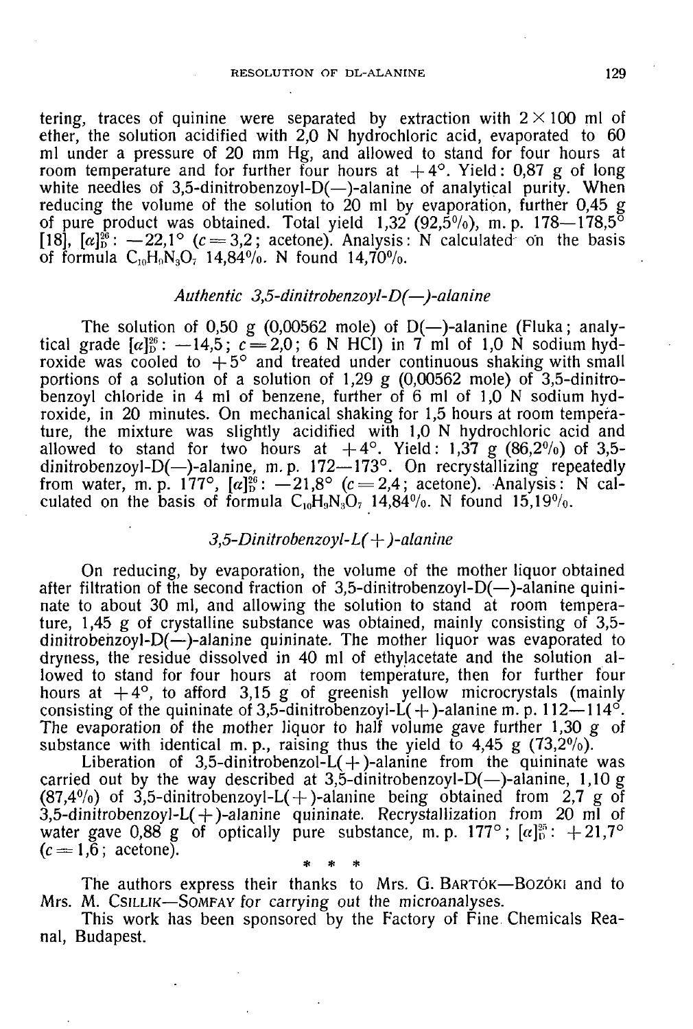tering, traces of quinine were separated by extraction with 2 × 100 ml of ether, the solution acidified with 2,0 N hydrochloric acid, evaporated to 60 ml under a pressure of 20 mm Hg, and allowed to stand for four hours at room temperature and for further four hours at +4°. Yield: 0,87 g of long white needles of 3,5-dinitrobenzoyl-D(—)-alanine of analytical purity. When reducing the volume of the solution to 20 ml by evaporation, further 0,45 g of pure product was obtained. Total yield 1,32 (92,5%), m. p. 178—178,5° [18], $[\alpha]_D^{26}$: —22,1° (c = 3,2; acetone). Analysis: N calculated on the basis of formula $C_{10}H_9N_3O_7$ 14,84%. N found 14,70%.

### *Authentic 3,5-dinitrobenzoyl-D(—)-alanine*

The solution of 0,50 g (0,00562 mole) of D(—)-alanine (Fluka; analytical grade $[\alpha]_D^{26}$: —14,5; c = 2,0; 6 N HCl) in 7 ml of 1,0 N sodium hydroxide was cooled to +5° and treated under continuous shaking with small portions of a solution of a solution of 1,29 g (0,00562 mole) of 3,5-dinitrobenzoyl chloride in 4 ml of benzene, further of 6 ml of 1,0 N sodium hydroxide, in 20 minutes. On mechanical shaking for 1,5 hours at room temperature, the mixture was slightly acidified with 1,0 N hydrochloric acid and allowed to stand for two hours at +4°. Yield: 1,37 g (86,2%) of 3,5-dinitrobenzoyl-D(—)-alanine, m. p. 172—173°. On recrystallizing repeatedly from water, m. p. 177°, $[\alpha]_D^{26}$: —21,8° (c = 2,4; acetone). Analysis: N calculated on the basis of formula $C_{10}H_9N_3O_7$ 14,84%. N found 15,19%.

### *3,5-Dinitrobenzoyl-L(+)-alanine*

On reducing, by evaporation, the volume of the mother liquor obtained after filtration of the second fraction of 3,5-dinitrobenzoyl-D(—)-alanine quininate to about 30 ml, and allowing the solution to stand at room temperature, 1,45 g of crystalline substance was obtained, mainly consisting of 3,5-dinitrobenzoyl-D(—)-alanine quininate. The mother liquor was evaporated to dryness, the residue dissolved in 40 ml of ethylacetate and the solution allowed to stand for four hours at room temperature, then for further four hours at +4°, to afford 3,15 g of greenish yellow microcrystals (mainly consisting of the quininate of 3,5-dinitrobenzoyl-L(+)-alanine m. p. 112—114°. The evaporation of the mother liquor to half volume gave further 1,30 g of substance with identical m. p., raising thus the yield to 4,45 g (73,2%).

Liberation of 3,5-dinitrobenzol-L(+)-alanine from the quininate was carried out by the way described at 3,5-dinitrobenzoyl-D(—)-alanine, 1,10 g (87,4%) of 3,5-dinitrobenzoyl-L(+)-alanine being obtained from 2,7 g of 3,5-dinitrobenzoyl-L(+)-alanine quininate. Recrystallization from 20 ml of water gave 0,88 g of optically pure substance, m. p. 177°; $[\alpha]_D^{25}$: +21,7° (c = 1,6; acetone).

\* \* \*

The authors express their thanks to Mrs. G. BARTÓK—BOZÓKI and to Mrs. M. CSILLIK—SOMFAY for carrying out the microanalyses.

This work has been sponsored by the Factory of Fine Chemicals Reanal, Budapest.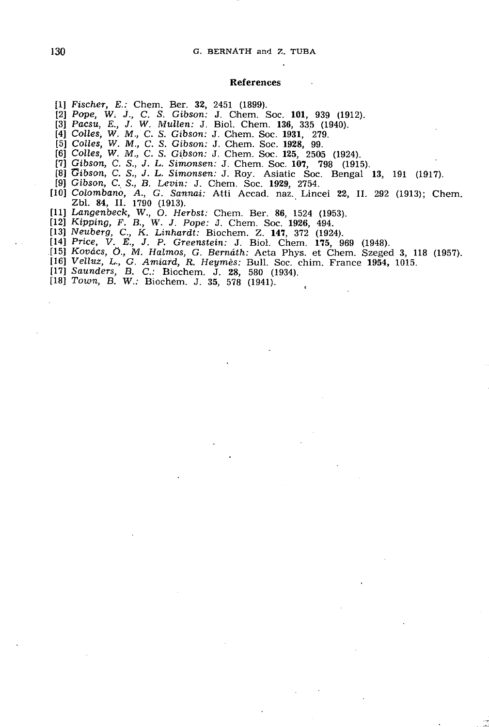## References

[1] *Fischer, E.:* Chem. Ber. **32**, 2451 (1899).
[2] *Pope, W. J., C. S. Gibson:* J. Chem. Soc. **101**, 939 (1912).
[3] *Pacsu, E., J. W. Mullen:* J. Biol. Chem. **136**, 335 (1940).
[4] *Colles, W. M., C. S. Gibson:* J. Chem. Soc. **1931**, 279.
[5] *Colles, W. M., C. S. Gibson:* J. Chem. Soc. **1928**, 99.
[6] *Colles, W. M., C. S. Gibson:* J. Chem. Soc. **125**, 2505 (1924).
[7] *Gibson, C. S., J. L. Simonsen:* J. Chem. Soc. **107**, 798 (1915).
[8] *Gibson, C. S., J. L. Simonsen:* J. Roy. Asiatic Soc. Bengal **13**, 191 (1917).
[9] *Gibson, C. S., B. Levin:* J. Chem. Soc. **1929**, 2754.
[10] *Colombano, A., G. Sannai:* Atti Accad. naz. Lincei **22**, II. 292 (1913); Chem. Zbl. **84**, II. 1790 (1913).
[11] *Langenbeck, W., O. Herbst:* Chem. Ber. **86**, 1524 (1953).
[12] *Kipping, F. B., W. J. Pope:* J. Chem. Soc. **1926**, 494.
[13] *Neuberg, C., K. Linhardt:* Biochem. Z. **147**, 372 (1924).
[14] *Price, V. E., J. P. Greenstein:* J. Biol. Chem. **175**, 969 (1948).
[15] *Kovács, Ö., M. Halmos, G. Bernáth:* Acta Phys. et Chem. Szeged **3**, 118 (1957).
[16] *Velluz, L., G. Amiard, R. Heymès:* Bull. Soc. chim. France **1954**, 1015.
[17] *Saunders, B. C.:* Biochem. J. **28**, 580 (1934).
[18] *Town, B. W.:* Biochem. J. **35**, 578 (1941).